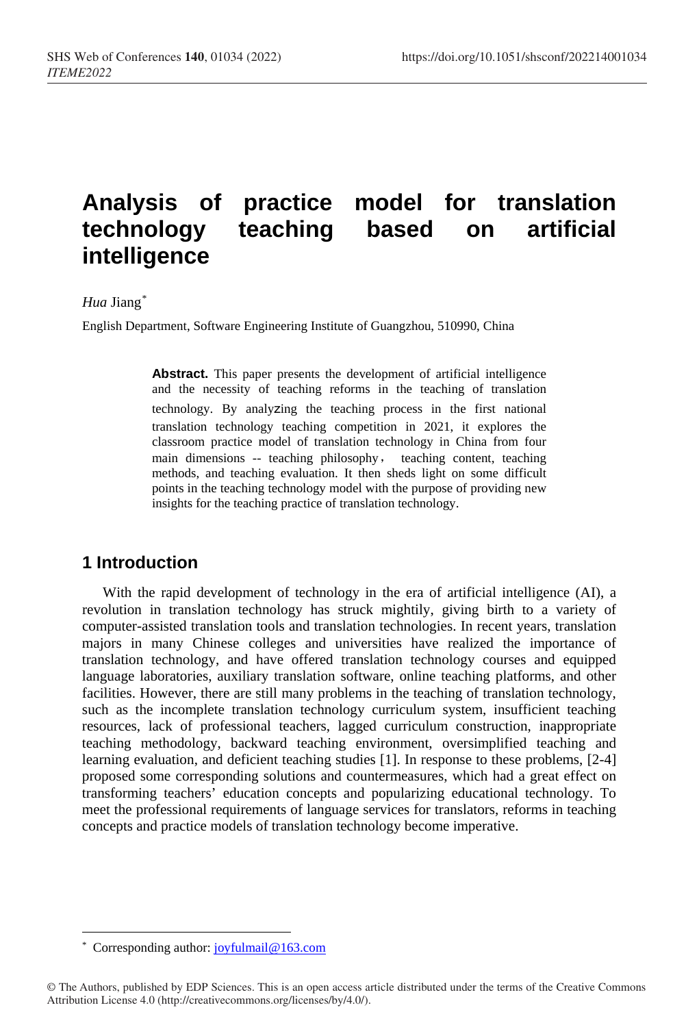# Analysis of practice model for translation technology teaching based on artificial intelligence

*Hua* Jiang*

English Department, Software Engineering Institute of Guangzhou, 510990, China

**Abstract.** This paper presents the development of artificial intelligence and the necessity of teaching reforms in the teaching of translation technology. By analyzing the teaching process in the first national translation technology teaching competition in 2021, it explores the classroom practice model of translation technology in China from four main dimensions -- teaching philosophy， teaching content, teaching methods, and teaching evaluation. It then sheds light on some difficult points in the teaching technology model with the purpose of providing new insights for the teaching practice of translation technology.

## 1 Introduction

With the rapid development of technology in the era of artificial intelligence (AI), a revolution in translation technology has struck mightily, giving birth to a variety of computer-assisted translation tools and translation technologies. In recent years, translation majors in many Chinese colleges and universities have realized the importance of translation technology, and have offered translation technology courses and equipped language laboratories, auxiliary translation software, online teaching platforms, and other facilities. However, there are still many problems in the teaching of translation technology, such as the incomplete translation technology curriculum system, insufficient teaching resources, lack of professional teachers, lagged curriculum construction, inappropriate teaching methodology, backward teaching environment, oversimplified teaching and learning evaluation, and deficient teaching studies [1]. In response to these problems, [2-4] proposed some corresponding solutions and countermeasures, which had a great effect on transforming teachers' education concepts and popularizing educational technology. To meet the professional requirements of language services for translators, reforms in teaching concepts and practice models of translation technology become imperative.

* Corresponding author: joyfulmail@163.com

© The Authors, published by EDP Sciences. This is an open access article distributed under the terms of the Creative Commons Attribution License 4.0 (http://creativecommons.org/licenses/by/4.0/).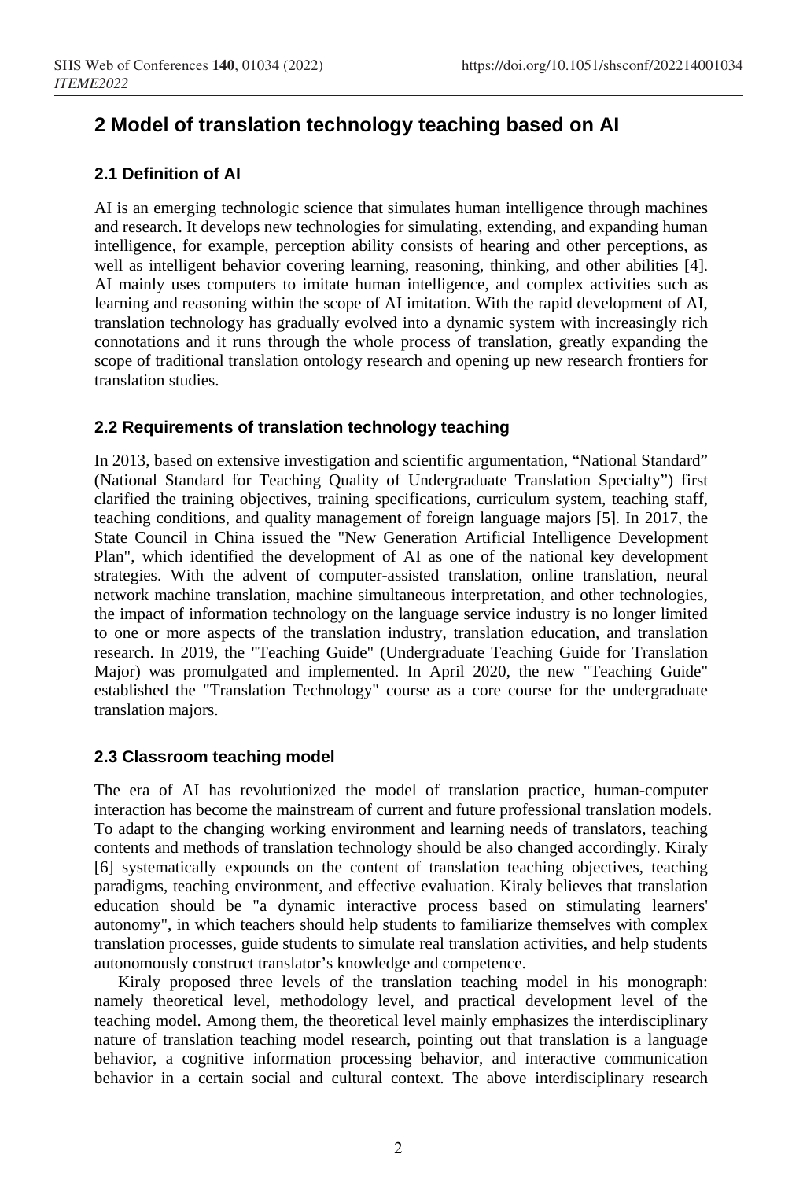## 2 Model of translation technology teaching based on AI

### 2.1 Definition of AI

AI is an emerging technologic science that simulates human intelligence through machines and research. It develops new technologies for simulating, extending, and expanding human intelligence, for example, perception ability consists of hearing and other perceptions, as well as intelligent behavior covering learning, reasoning, thinking, and other abilities [4]. AI mainly uses computers to imitate human intelligence, and complex activities such as learning and reasoning within the scope of AI imitation. With the rapid development of AI, translation technology has gradually evolved into a dynamic system with increasingly rich connotations and it runs through the whole process of translation, greatly expanding the scope of traditional translation ontology research and opening up new research frontiers for translation studies.

### 2.2 Requirements of translation technology teaching

In 2013, based on extensive investigation and scientific argumentation, "National Standard" (National Standard for Teaching Quality of Undergraduate Translation Specialty") first clarified the training objectives, training specifications, curriculum system, teaching staff, teaching conditions, and quality management of foreign language majors [5]. In 2017, the State Council in China issued the "New Generation Artificial Intelligence Development Plan", which identified the development of AI as one of the national key development strategies. With the advent of computer-assisted translation, online translation, neural network machine translation, machine simultaneous interpretation, and other technologies, the impact of information technology on the language service industry is no longer limited to one or more aspects of the translation industry, translation education, and translation research. In 2019, the "Teaching Guide" (Undergraduate Teaching Guide for Translation Major) was promulgated and implemented. In April 2020, the new "Teaching Guide" established the "Translation Technology" course as a core course for the undergraduate translation majors.

### 2.3 Classroom teaching model

The era of AI has revolutionized the model of translation practice, human-computer interaction has become the mainstream of current and future professional translation models. To adapt to the changing working environment and learning needs of translators, teaching contents and methods of translation technology should be also changed accordingly. Kiraly [6] systematically expounds on the content of translation teaching objectives, teaching paradigms, teaching environment, and effective evaluation. Kiraly believes that translation education should be "a dynamic interactive process based on stimulating learners' autonomy", in which teachers should help students to familiarize themselves with complex translation processes, guide students to simulate real translation activities, and help students autonomously construct translator's knowledge and competence.

Kiraly proposed three levels of the translation teaching model in his monograph: namely theoretical level, methodology level, and practical development level of the teaching model. Among them, the theoretical level mainly emphasizes the interdisciplinary nature of translation teaching model research, pointing out that translation is a language behavior, a cognitive information processing behavior, and interactive communication behavior in a certain social and cultural context. The above interdisciplinary research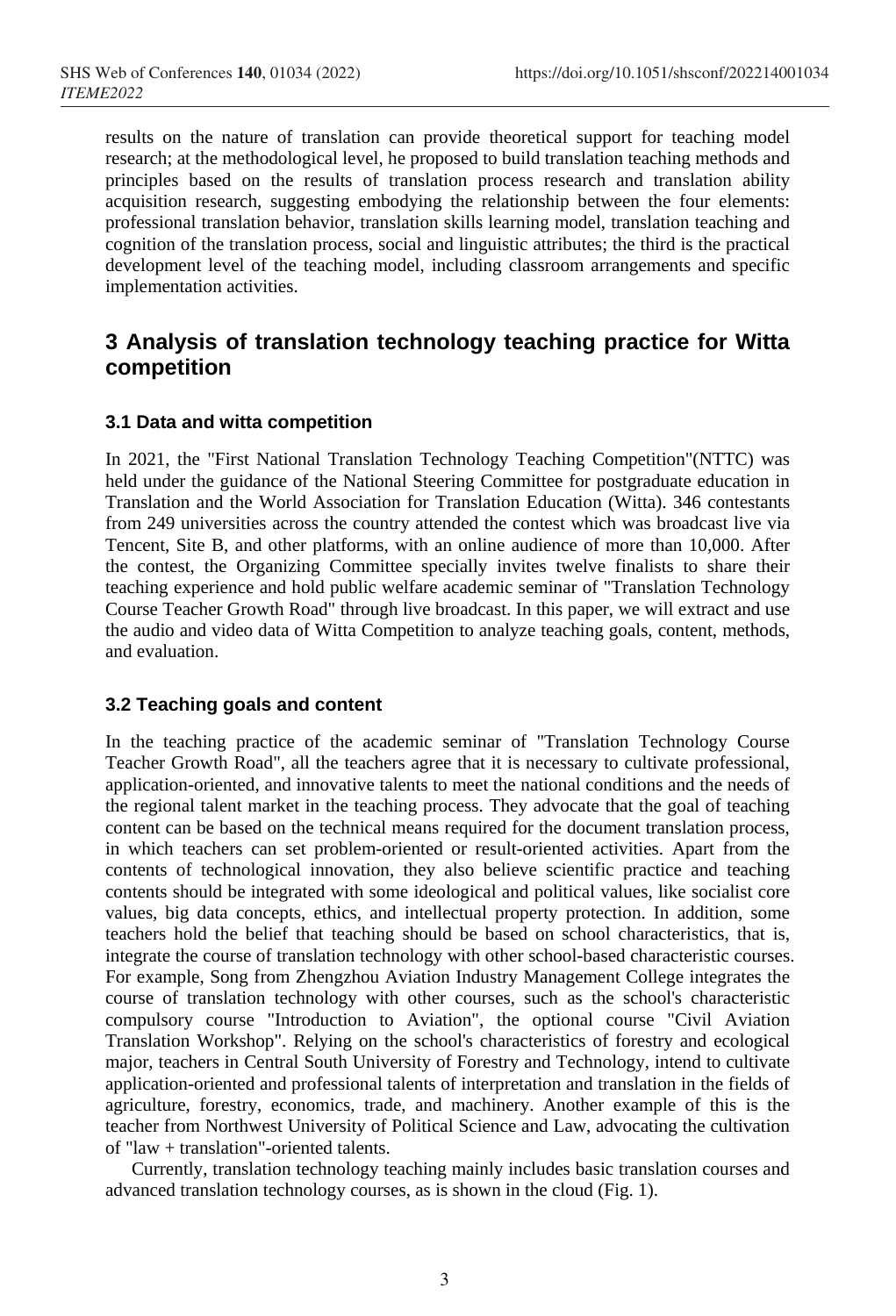results on the nature of translation can provide theoretical support for teaching model research; at the methodological level, he proposed to build translation teaching methods and principles based on the results of translation process research and translation ability acquisition research, suggesting embodying the relationship between the four elements: professional translation behavior, translation skills learning model, translation teaching and cognition of the translation process, social and linguistic attributes; the third is the practical development level of the teaching model, including classroom arrangements and specific implementation activities.

## 3 Analysis of translation technology teaching practice for Witta competition

### 3.1 Data and witta competition

In 2021, the "First National Translation Technology Teaching Competition"(NTTC) was held under the guidance of the National Steering Committee for postgraduate education in Translation and the World Association for Translation Education (Witta). 346 contestants from 249 universities across the country attended the contest which was broadcast live via Tencent, Site B, and other platforms, with an online audience of more than 10,000. After the contest, the Organizing Committee specially invites twelve finalists to share their teaching experience and hold public welfare academic seminar of "Translation Technology Course Teacher Growth Road" through live broadcast. In this paper, we will extract and use the audio and video data of Witta Competition to analyze teaching goals, content, methods, and evaluation.

### 3.2 Teaching goals and content

In the teaching practice of the academic seminar of "Translation Technology Course Teacher Growth Road", all the teachers agree that it is necessary to cultivate professional, application-oriented, and innovative talents to meet the national conditions and the needs of the regional talent market in the teaching process. They advocate that the goal of teaching content can be based on the technical means required for the document translation process, in which teachers can set problem-oriented or result-oriented activities. Apart from the contents of technological innovation, they also believe scientific practice and teaching contents should be integrated with some ideological and political values, like socialist core values, big data concepts, ethics, and intellectual property protection. In addition, some teachers hold the belief that teaching should be based on school characteristics, that is, integrate the course of translation technology with other school-based characteristic courses. For example, Song from Zhengzhou Aviation Industry Management College integrates the course of translation technology with other courses, such as the school's characteristic compulsory course "Introduction to Aviation", the optional course "Civil Aviation Translation Workshop". Relying on the school's characteristics of forestry and ecological major, teachers in Central South University of Forestry and Technology, intend to cultivate application-oriented and professional talents of interpretation and translation in the fields of agriculture, forestry, economics, trade, and machinery. Another example of this is the teacher from Northwest University of Political Science and Law, advocating the cultivation of "law + translation"-oriented talents.

Currently, translation technology teaching mainly includes basic translation courses and advanced translation technology courses, as is shown in the cloud (Fig. 1).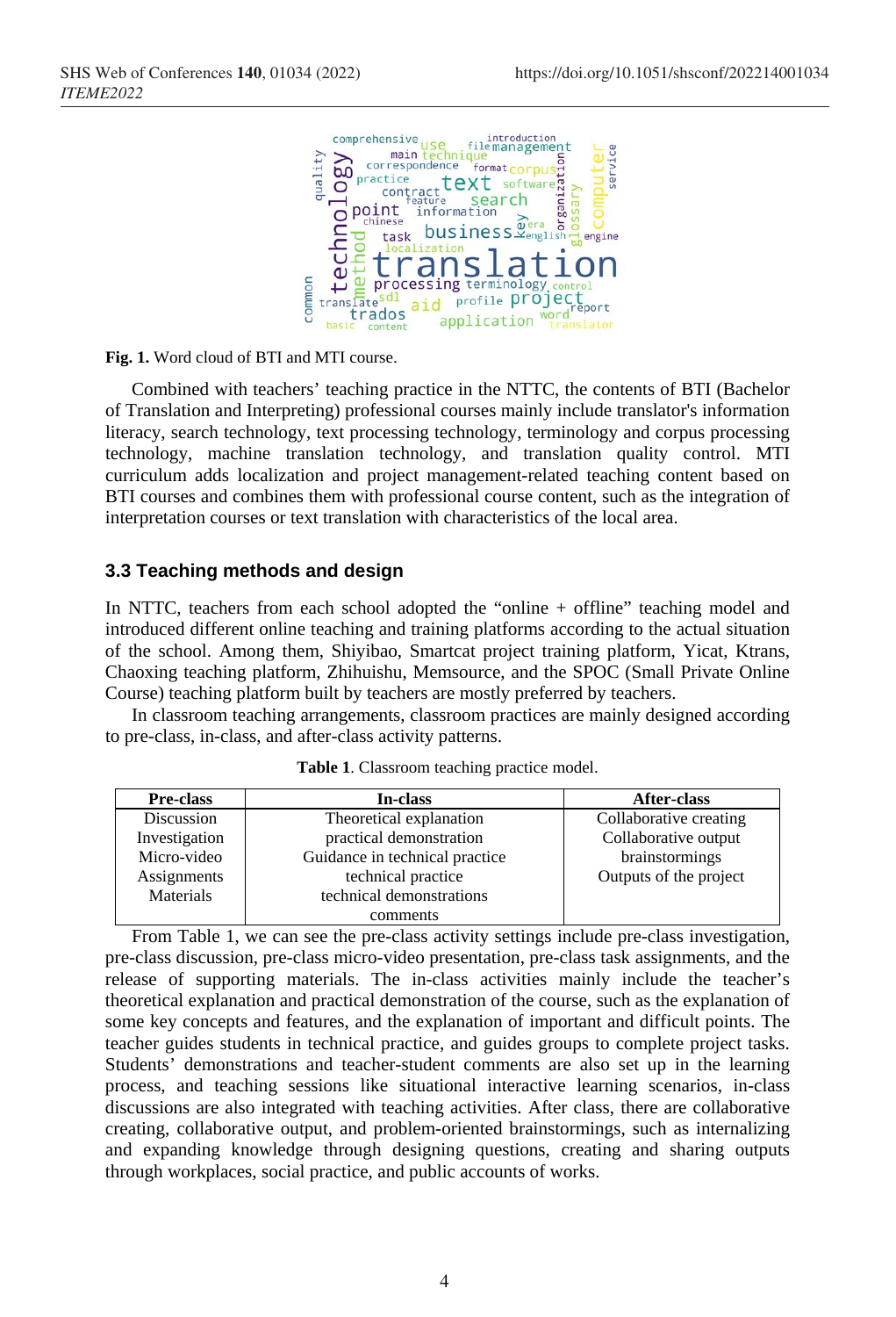**Fig. 1.** Word cloud of BTI and MTI course.

Combined with teachers' teaching practice in the NTTC, the contents of BTI (Bachelor of Translation and Interpreting) professional courses mainly include translator's information literacy, search technology, text processing technology, terminology and corpus processing technology, machine translation technology, and translation quality control. MTI curriculum adds localization and project management-related teaching content based on BTI courses and combines them with professional course content, such as the integration of interpretation courses or text translation with characteristics of the local area.

### 3.3 Teaching methods and design

In NTTC, teachers from each school adopted the "online + offline" teaching model and introduced different online teaching and training platforms according to the actual situation of the school. Among them, Shiyibao, Smartcat project training platform, Yicat, Ktrans, Chaoxing teaching platform, Zhihuishu, Memsource, and the SPOC (Small Private Online Course) teaching platform built by teachers are mostly preferred by teachers.

In classroom teaching arrangements, classroom practices are mainly designed according to pre-class, in-class, and after-class activity patterns.

**Table 1**. Classroom teaching practice model.

| Pre-class | In-class | After-class |
|---|---|---|
| Discussion | Theoretical explanation | Collaborative creating |
| Investigation | practical demonstration | Collaborative output |
| Micro-video | Guidance in technical practice | brainstormings |
| Assignments | technical practice | Outputs of the project |
| Materials | technical demonstrations | |
| | comments | |

From Table 1, we can see the pre-class activity settings include pre-class investigation, pre-class discussion, pre-class micro-video presentation, pre-class task assignments, and the release of supporting materials. The in-class activities mainly include the teacher's theoretical explanation and practical demonstration of the course, such as the explanation of some key concepts and features, and the explanation of important and difficult points. The teacher guides students in technical practice, and guides groups to complete project tasks. Students' demonstrations and teacher-student comments are also set up in the learning process, and teaching sessions like situational interactive learning scenarios, in-class discussions are also integrated with teaching activities. After class, there are collaborative creating, collaborative output, and problem-oriented brainstormings, such as internalizing and expanding knowledge through designing questions, creating and sharing outputs through workplaces, social practice, and public accounts of works.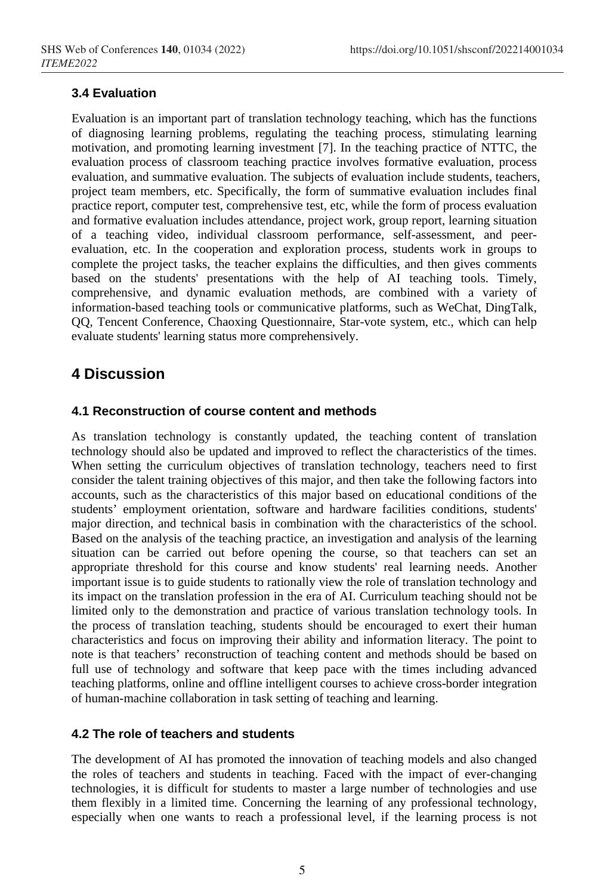### 3.4 Evaluation

Evaluation is an important part of translation technology teaching, which has the functions of diagnosing learning problems, regulating the teaching process, stimulating learning motivation, and promoting learning investment [7]. In the teaching practice of NTTC, the evaluation process of classroom teaching practice involves formative evaluation, process evaluation, and summative evaluation. The subjects of evaluation include students, teachers, project team members, etc. Specifically, the form of summative evaluation includes final practice report, computer test, comprehensive test, etc, while the form of process evaluation and formative evaluation includes attendance, project work, group report, learning situation of a teaching video, individual classroom performance, self-assessment, and peer-evaluation, etc. In the cooperation and exploration process, students work in groups to complete the project tasks, the teacher explains the difficulties, and then gives comments based on the students' presentations with the help of AI teaching tools. Timely, comprehensive, and dynamic evaluation methods, are combined with a variety of information-based teaching tools or communicative platforms, such as WeChat, DingTalk, QQ, Tencent Conference, Chaoxing Questionnaire, Star-vote system, etc., which can help evaluate students' learning status more comprehensively.

## 4 Discussion

### 4.1 Reconstruction of course content and methods

As translation technology is constantly updated, the teaching content of translation technology should also be updated and improved to reflect the characteristics of the times. When setting the curriculum objectives of translation technology, teachers need to first consider the talent training objectives of this major, and then take the following factors into accounts, such as the characteristics of this major based on educational conditions of the students' employment orientation, software and hardware facilities conditions, students' major direction, and technical basis in combination with the characteristics of the school. Based on the analysis of the teaching practice, an investigation and analysis of the learning situation can be carried out before opening the course, so that teachers can set an appropriate threshold for this course and know students' real learning needs. Another important issue is to guide students to rationally view the role of translation technology and its impact on the translation profession in the era of AI. Curriculum teaching should not be limited only to the demonstration and practice of various translation technology tools. In the process of translation teaching, students should be encouraged to exert their human characteristics and focus on improving their ability and information literacy. The point to note is that teachers' reconstruction of teaching content and methods should be based on full use of technology and software that keep pace with the times including advanced teaching platforms, online and offline intelligent courses to achieve cross-border integration of human-machine collaboration in task setting of teaching and learning.

### 4.2 The role of teachers and students

The development of AI has promoted the innovation of teaching models and also changed the roles of teachers and students in teaching. Faced with the impact of ever-changing technologies, it is difficult for students to master a large number of technologies and use them flexibly in a limited time. Concerning the learning of any professional technology, especially when one wants to reach a professional level, if the learning process is not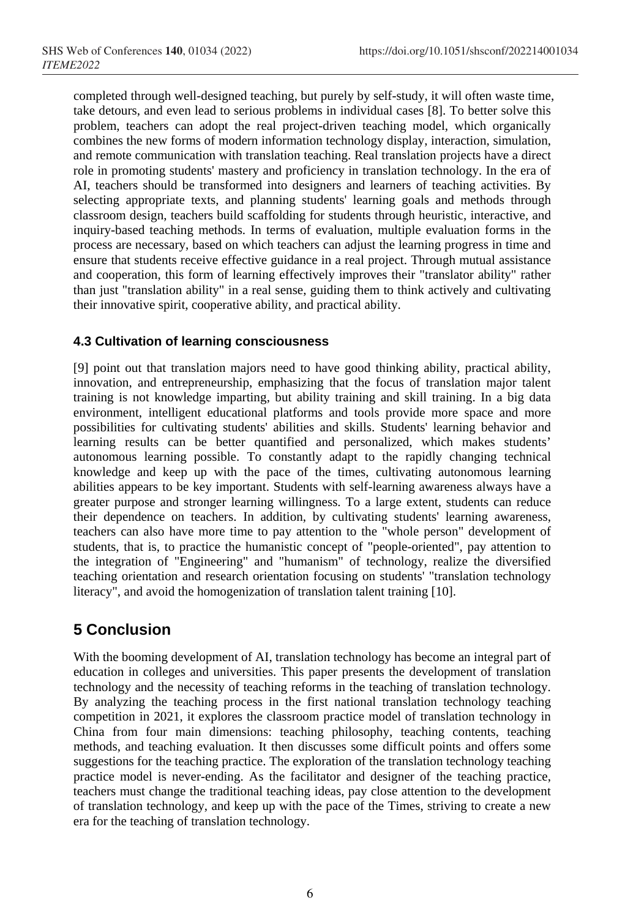completed through well-designed teaching, but purely by self-study, it will often waste time, take detours, and even lead to serious problems in individual cases [8]. To better solve this problem, teachers can adopt the real project-driven teaching model, which organically combines the new forms of modern information technology display, interaction, simulation, and remote communication with translation teaching. Real translation projects have a direct role in promoting students' mastery and proficiency in translation technology. In the era of AI, teachers should be transformed into designers and learners of teaching activities. By selecting appropriate texts, and planning students' learning goals and methods through classroom design, teachers build scaffolding for students through heuristic, interactive, and inquiry-based teaching methods. In terms of evaluation, multiple evaluation forms in the process are necessary, based on which teachers can adjust the learning progress in time and ensure that students receive effective guidance in a real project. Through mutual assistance and cooperation, this form of learning effectively improves their "translator ability" rather than just "translation ability" in a real sense, guiding them to think actively and cultivating their innovative spirit, cooperative ability, and practical ability.

### 4.3 Cultivation of learning consciousness

[9] point out that translation majors need to have good thinking ability, practical ability, innovation, and entrepreneurship, emphasizing that the focus of translation major talent training is not knowledge imparting, but ability training and skill training. In a big data environment, intelligent educational platforms and tools provide more space and more possibilities for cultivating students' abilities and skills. Students' learning behavior and learning results can be better quantified and personalized, which makes students' autonomous learning possible. To constantly adapt to the rapidly changing technical knowledge and keep up with the pace of the times, cultivating autonomous learning abilities appears to be key important. Students with self-learning awareness always have a greater purpose and stronger learning willingness. To a large extent, students can reduce their dependence on teachers. In addition, by cultivating students' learning awareness, teachers can also have more time to pay attention to the "whole person" development of students, that is, to practice the humanistic concept of "people-oriented", pay attention to the integration of "Engineering" and "humanism" of technology, realize the diversified teaching orientation and research orientation focusing on students' "translation technology literacy", and avoid the homogenization of translation talent training [10].

## 5 Conclusion

With the booming development of AI, translation technology has become an integral part of education in colleges and universities. This paper presents the development of translation technology and the necessity of teaching reforms in the teaching of translation technology. By analyzing the teaching process in the first national translation technology teaching competition in 2021, it explores the classroom practice model of translation technology in China from four main dimensions: teaching philosophy, teaching contents, teaching methods, and teaching evaluation. It then discusses some difficult points and offers some suggestions for the teaching practice. The exploration of the translation technology teaching practice model is never-ending. As the facilitator and designer of the teaching practice, teachers must change the traditional teaching ideas, pay close attention to the development of translation technology, and keep up with the pace of the Times, striving to create a new era for the teaching of translation technology.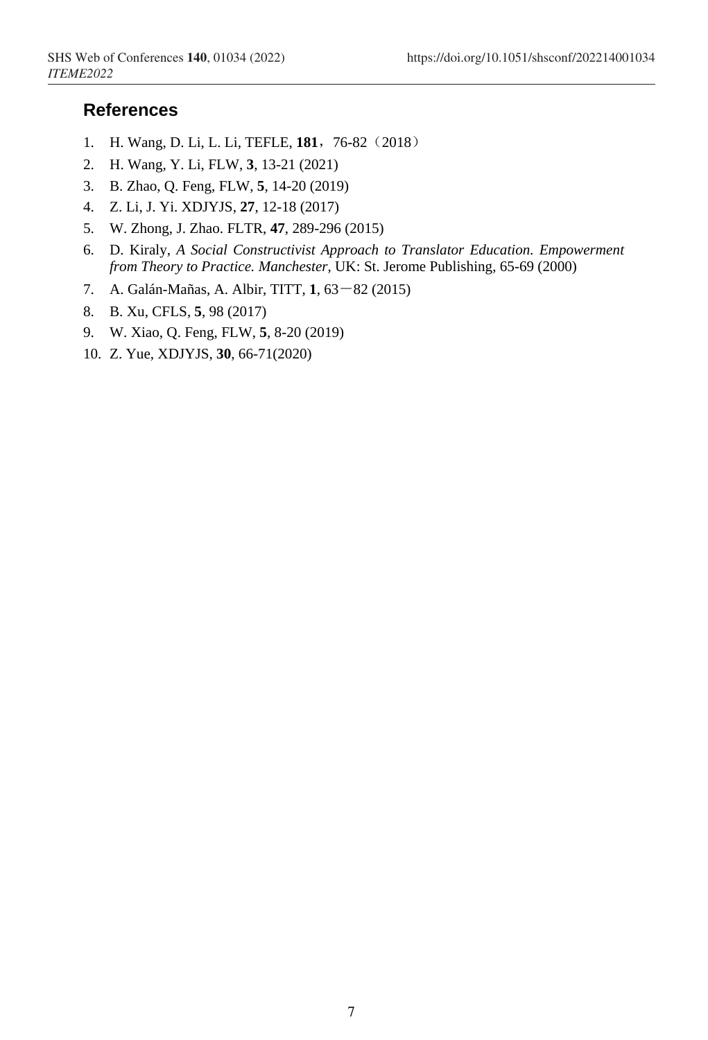## References

1. H. Wang, D. Li, L. Li, TEFLE, **181**，76-82（2018）
2. H. Wang, Y. Li, FLW, **3**, 13-21 (2021)
3. B. Zhao, Q. Feng, FLW, **5**, 14-20 (2019)
4. Z. Li, J. Yi. XDJYJS, **27**, 12-18 (2017)
5. W. Zhong, J. Zhao. FLTR, **47**, 289-296 (2015)
6. D. Kiraly, *A Social Constructivist Approach to Translator Education. Empowerment from Theory to Practice. Manchester*, UK: St. Jerome Publishing, 65-69 (2000)
7. A. Galán-Mañas, A. Albir, TITT, **1**, 63－82 (2015)
8. B. Xu, CFLS, **5**, 98 (2017)
9. W. Xiao, Q. Feng, FLW, **5**, 8-20 (2019)
10. Z. Yue, XDJYJS, **30**, 66-71(2020)